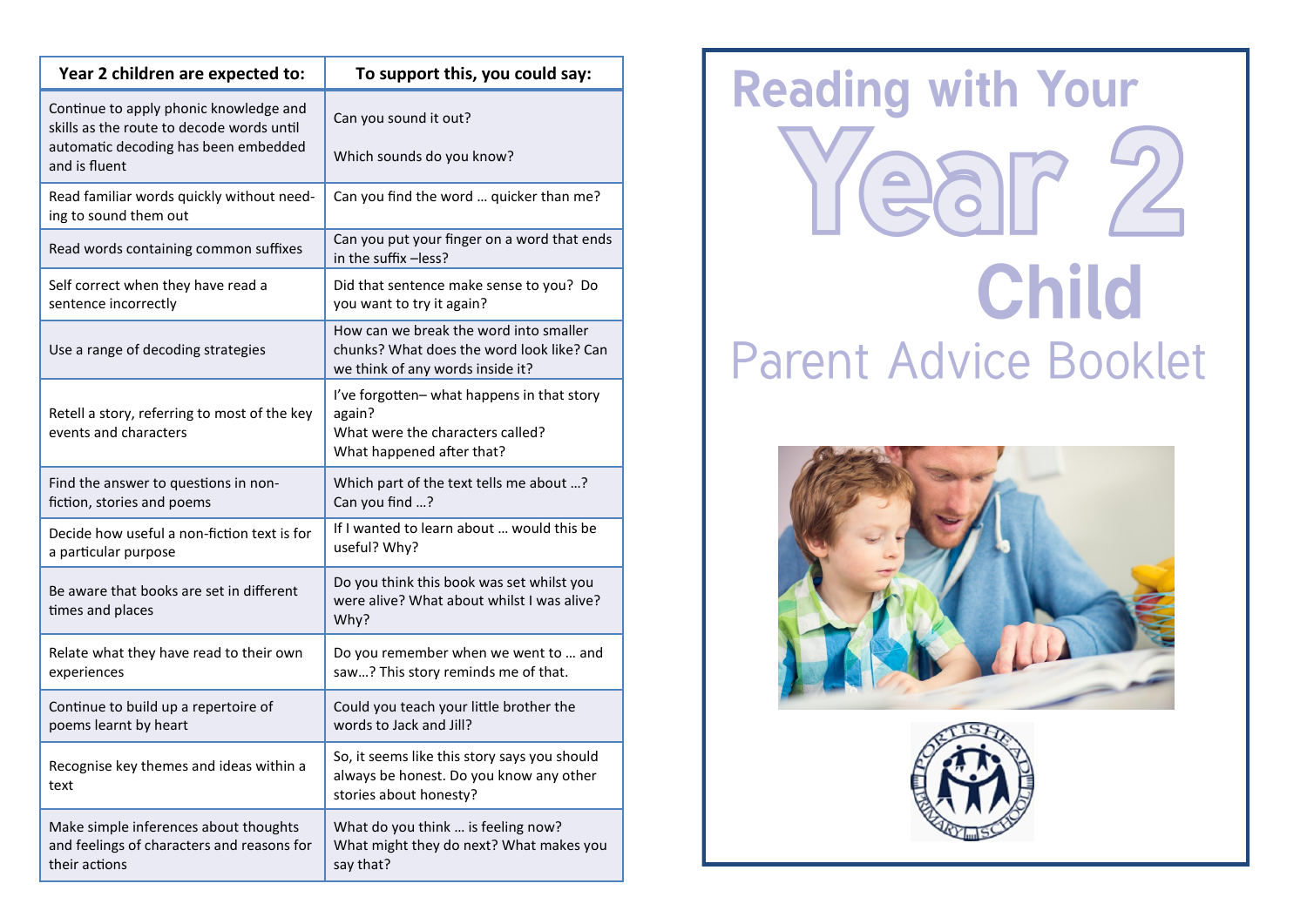| Year 2 children are expected to: | To support this, you could say: |
| --- | --- |
| Continue to apply phonic knowledge and skills as the route to decode words until automatic decoding has been embedded and is fluent | Can you sound it out?<br><br>Which sounds do you know? |
| Read familiar words quickly without needing to sound them out | Can you find the word … quicker than me? |
| Read words containing common suffixes | Can you put your finger on a word that ends in the suffix –less? |
| Self correct when they have read a sentence incorrectly | Did that sentence make sense to you? Do you want to try it again? |
| Use a range of decoding strategies | How can we break the word into smaller chunks? What does the word look like? Can we think of any words inside it? |
| Retell a story, referring to most of the key events and characters | I've forgotten– what happens in that story again?<br>What were the characters called?<br>What happened after that? |
| Find the answer to questions in non-fiction, stories and poems | Which part of the text tells me about …?<br>Can you find …? |
| Decide how useful a non-fiction text is for a particular purpose | If I wanted to learn about … would this be useful? Why? |
| Be aware that books are set in different times and places | Do you think this book was set whilst you were alive? What about whilst I was alive? Why? |
| Relate what they have read to their own experiences | Do you remember when we went to … and saw…? This story reminds me of that. |
| Continue to build up a repertoire of poems learnt by heart | Could you teach your little brother the words to Jack and Jill? |
| Recognise key themes and ideas within a text | So, it seems like this story says you should always be honest. Do you know any other stories about honesty? |
| Make simple inferences about thoughts and feelings of characters and reasons for their actions | What do you think … is feeling now?<br>What might they do next? What makes you say that? |

# Reading with Your Year 2 Child

## Parent Advice Booklet

PORTISHEAD PRIMARY SCHOOL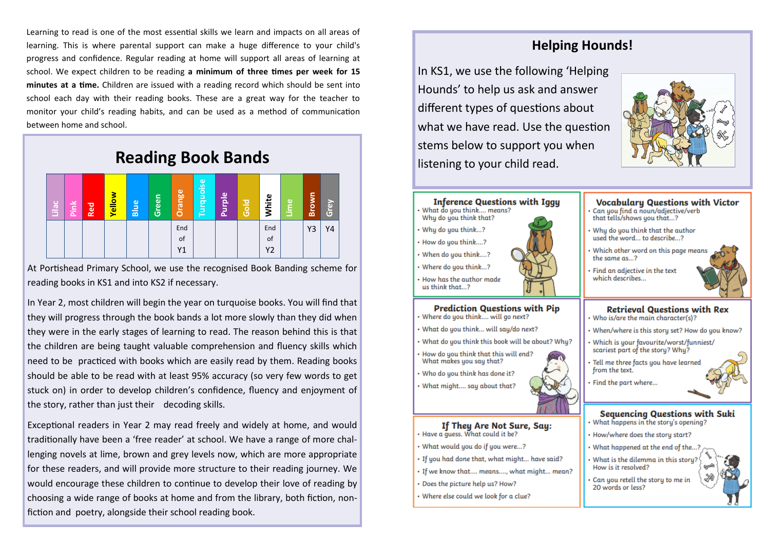Learning to read is one of the most essential skills we learn and impacts on all areas of learning. This is where parental support can make a huge difference to your child's progress and confidence. Regular reading at home will support all areas of learning at school. We expect children to be reading **a minimum of three times per week for 15 minutes at a time.** Children are issued with a reading record which should be sent into school each day with their reading books. These are a great way for the teacher to monitor your child's reading habits, and can be used as a method of communication between home and school.

## Reading Book Bands

| Lilac | Pink | Red | Yellow | Blue | Green | Orange | Turquoise | Purple | Gold | White | Lime | Brown | Grey |
|---|---|---|---|---|---|---|---|---|---|---|---|---|---|
| | | | | | | End of Y1 | | | | End of Y2 | | Y3 | Y4 |

At Portishead Primary School, we use the recognised Book Banding scheme for reading books in KS1 and into KS2 if necessary.

In Year 2, most children will begin the year on turquoise books. You will find that they will progress through the book bands a lot more slowly than they did when they were in the early stages of learning to read. The reason behind this is that the children are being taught valuable comprehension and fluency skills which need to be practiced with books which are easily read by them. Reading books should be able to be read with at least 95% accuracy (so very few words to get stuck on) in order to develop children's confidence, fluency and enjoyment of the story, rather than just their decoding skills.

Exceptional readers in Year 2 may read freely and widely at home, and would traditionally have been a 'free reader' at school. We have a range of more challenging novels at lime, brown and grey levels now, which are more appropriate for these readers, and will provide more structure to their reading journey. We would encourage these children to continue to develop their love of reading by choosing a wide range of books at home and from the library, both fiction, non-fiction and poetry, alongside their school reading book.

## Helping Hounds!

In KS1, we use the following 'Helping Hounds' to help us ask and answer different types of questions about what we have read. Use the question stems below to support you when listening to your child read.

### Inference Questions with Iggy

- What do you think.... means? Why do you think that?
- Why do you think...?
- How do you think....?
- When do you think....?
- Where do you think...?
- How has the author made us think that...?

### Vocabulary Questions with Victor

- Can you find a noun/adjective/verb that tells/shows you that...?
- Why do you think that the author used the word... to describe...?
- Which other word on this page means the same as...?
- Find an adjective in the text which describes...

### Prediction Questions with Pip

- Where do you think.... will go next?
- What do you think... will say/do next?
- What do you think this book will be about? Why?
- How do you think that this will end? What makes you say that?
- Who do you think has done it?
- What might.... say about that?

### Retrieval Questions with Rex

- Who is/are the main character(s)?
- When/where is this story set? How do you know?
- Which is your favourite/worst/funniest/ scariest part of the story? Why?
- Tell me three facts you have learned from the text.
- Find the part where...

### If They Are Not Sure, Say:

- Have a guess. What could it be?
- What would you do if you were...?
- If you had done that, what might... have said?
- If we know that.... means...., what might... mean?
- Does the picture help us? How?
- Where else could we look for a clue?

### Sequencing Questions with Suki

- What happens in the story's opening?
- How/where does the story start?
- What happened at the end of the...?
- What is the dilemma in this story? How is it resolved?
- Can you retell the story to me in 20 words or less?